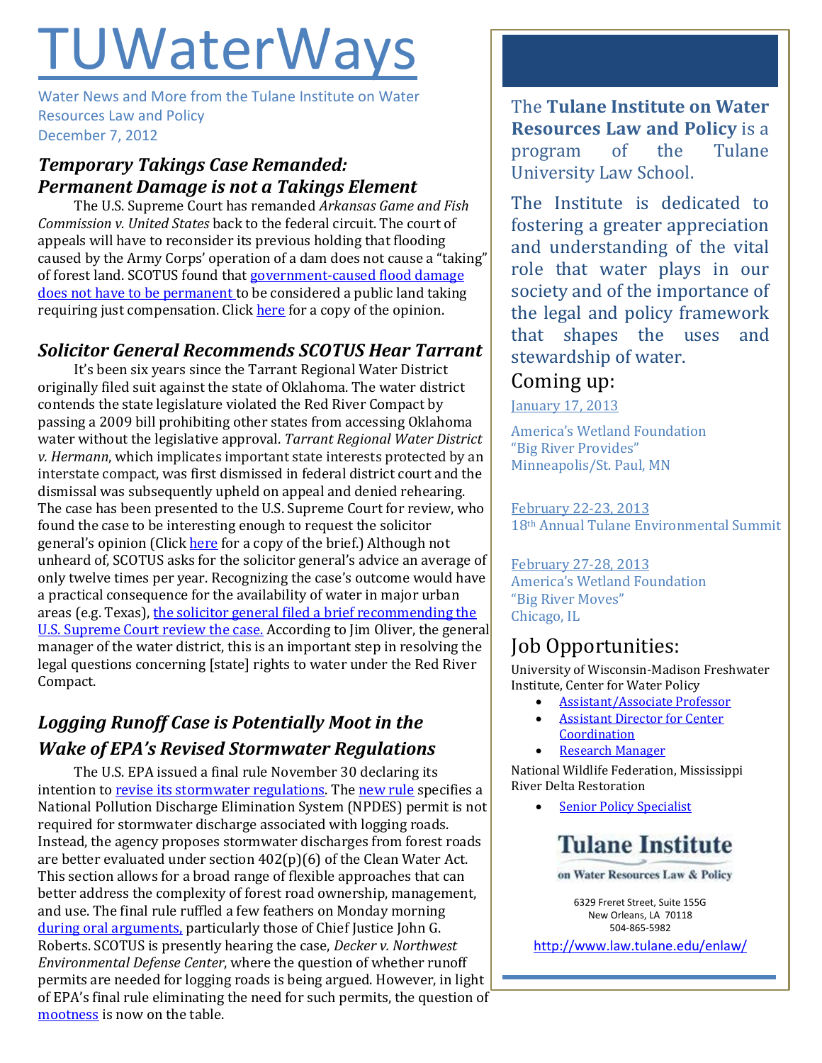# TUWaterWays

Water News and More from the Tulane Institute on Water Resources Law and Policy
December 7, 2012

## *Temporary Takings Case Remanded: Permanent Damage is not a Takings Element*

The U.S. Supreme Court has remanded *Arkansas Game and Fish Commission v. United States* back to the federal circuit. The court of appeals will have to reconsider its previous holding that flooding caused by the Army Corps' operation of a dam does not cause a "taking" of forest land. SCOTUS found that government-caused flood damage does not have to be permanent to be considered a public land taking requiring just compensation. Click here for a copy of the opinion.

## *Solicitor General Recommends SCOTUS Hear Tarrant*

It's been six years since the Tarrant Regional Water District originally filed suit against the state of Oklahoma. The water district contends the state legislature violated the Red River Compact by passing a 2009 bill prohibiting other states from accessing Oklahoma water without the legislative approval. *Tarrant Regional Water District v. Hermann*, which implicates important state interests protected by an interstate compact, was first dismissed in federal district court and the dismissal was subsequently upheld on appeal and denied rehearing. The case has been presented to the U.S. Supreme Court for review, who found the case to be interesting enough to request the solicitor general's opinion (Click here for a copy of the brief.) Although not unheard of, SCOTUS asks for the solicitor general's advice an average of only twelve times per year. Recognizing the case's outcome would have a practical consequence for the availability of water in major urban areas (e.g. Texas), the solicitor general filed a brief recommending the U.S. Supreme Court review the case. According to Jim Oliver, the general manager of the water district, this is an important step in resolving the legal questions concerning [state] rights to water under the Red River Compact.

## *Logging Runoff Case is Potentially Moot in the Wake of EPA's Revised Stormwater Regulations*

The U.S. EPA issued a final rule November 30 declaring its intention to revise its stormwater regulations. The new rule specifies a National Pollution Discharge Elimination System (NPDES) permit is not required for stormwater discharge associated with logging roads. Instead, the agency proposes stormwater discharges from forest roads are better evaluated under section 402(p)(6) of the Clean Water Act. This section allows for a broad range of flexible approaches that can better address the complexity of forest road ownership, management, and use. The final rule ruffled a few feathers on Monday morning during oral arguments, particularly those of Chief Justice John G. Roberts. SCOTUS is presently hearing the case, *Decker v. Northwest Environmental Defense Center*, where the question of whether runoff permits are needed for logging roads is being argued. However, in light of EPA's final rule eliminating the need for such permits, the question of mootness is now on the table.

The **Tulane Institute on Water Resources Law and Policy** is a program of the Tulane University Law School.

The Institute is dedicated to fostering a greater appreciation and understanding of the vital role that water plays in our society and of the importance of the legal and policy framework that shapes the uses and stewardship of water.

## Coming up:

January 17, 2013
America's Wetland Foundation
"Big River Provides"
Minneapolis/St. Paul, MN

February 22-23, 2013
18th Annual Tulane Environmental Summit

February 27-28, 2013
America's Wetland Foundation
"Big River Moves"
Chicago, IL

## Job Opportunities:

University of Wisconsin-Madison Freshwater Institute, Center for Water Policy

- Assistant/Associate Professor
- Assistant Director for Center Coordination
- Research Manager

National Wildlife Federation, Mississippi River Delta Restoration

- Senior Policy Specialist

**Tulane Institute**
on Water Resources Law & Policy

6329 Freret Street, Suite 155G
New Orleans, LA 70118
504-865-5982
http://www.law.tulane.edu/enlaw/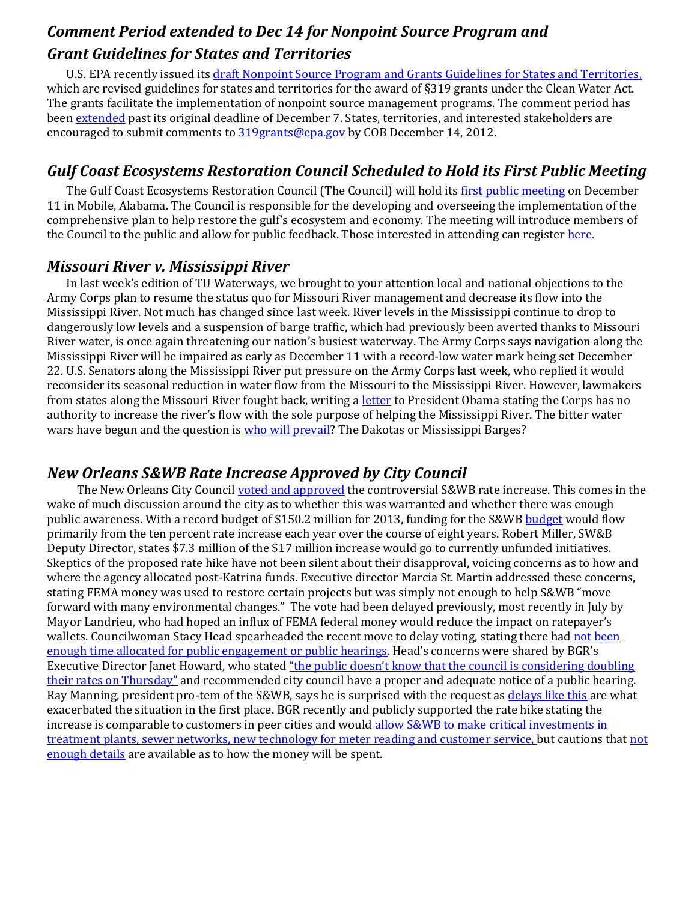## *Comment Period extended to Dec 14 for Nonpoint Source Program and Grant Guidelines for States and Territories*

U.S. EPA recently issued its draft Nonpoint Source Program and Grants Guidelines for States and Territories, which are revised guidelines for states and territories for the award of §319 grants under the Clean Water Act. The grants facilitate the implementation of nonpoint source management programs. The comment period has been extended past its original deadline of December 7. States, territories, and interested stakeholders are encouraged to submit comments to 319grants@epa.gov by COB December 14, 2012.

## *Gulf Coast Ecosystems Restoration Council Scheduled to Hold its First Public Meeting*

The Gulf Coast Ecosystems Restoration Council (The Council) will hold its first public meeting on December 11 in Mobile, Alabama. The Council is responsible for the developing and overseeing the implementation of the comprehensive plan to help restore the gulf's ecosystem and economy. The meeting will introduce members of the Council to the public and allow for public feedback. Those interested in attending can register here.

## *Missouri River v. Mississippi River*

In last week's edition of TU Waterways, we brought to your attention local and national objections to the Army Corps plan to resume the status quo for Missouri River management and decrease its flow into the Mississippi River. Not much has changed since last week. River levels in the Mississippi continue to drop to dangerously low levels and a suspension of barge traffic, which had previously been averted thanks to Missouri River water, is once again threatening our nation's busiest waterway. The Army Corps says navigation along the Mississippi River will be impaired as early as December 11 with a record-low water mark being set December 22. U.S. Senators along the Mississippi River put pressure on the Army Corps last week, who replied it would reconsider its seasonal reduction in water flow from the Missouri to the Mississippi River. However, lawmakers from states along the Missouri River fought back, writing a letter to President Obama stating the Corps has no authority to increase the river's flow with the sole purpose of helping the Mississippi River. The bitter water wars have begun and the question is who will prevail? The Dakotas or Mississippi Barges?

## *New Orleans S&WB Rate Increase Approved by City Council*

The New Orleans City Council voted and approved the controversial S&WB rate increase. This comes in the wake of much discussion around the city as to whether this was warranted and whether there was enough public awareness. With a record budget of $150.2 million for 2013, funding for the S&WB budget would flow primarily from the ten percent rate increase each year over the course of eight years. Robert Miller, SW&B Deputy Director, states $7.3 million of the $17 million increase would go to currently unfunded initiatives. Skeptics of the proposed rate hike have not been silent about their disapproval, voicing concerns as to how and where the agency allocated post-Katrina funds. Executive director Marcia St. Martin addressed these concerns, stating FEMA money was used to restore certain projects but was simply not enough to help S&WB "move forward with many environmental changes." The vote had been delayed previously, most recently in July by Mayor Landrieu, who had hoped an influx of FEMA federal money would reduce the impact on ratepayer's wallets. Councilwoman Stacy Head spearheaded the recent move to delay voting, stating there had not been enough time allocated for public engagement or public hearings. Head's concerns were shared by BGR's Executive Director Janet Howard, who stated "the public doesn't know that the council is considering doubling their rates on Thursday" and recommended city council have a proper and adequate notice of a public hearing. Ray Manning, president pro-tem of the S&WB, says he is surprised with the request as delays like this are what exacerbated the situation in the first place. BGR recently and publicly supported the rate hike stating the increase is comparable to customers in peer cities and would allow S&WB to make critical investments in treatment plants, sewer networks, new technology for meter reading and customer service, but cautions that not enough details are available as to how the money will be spent.